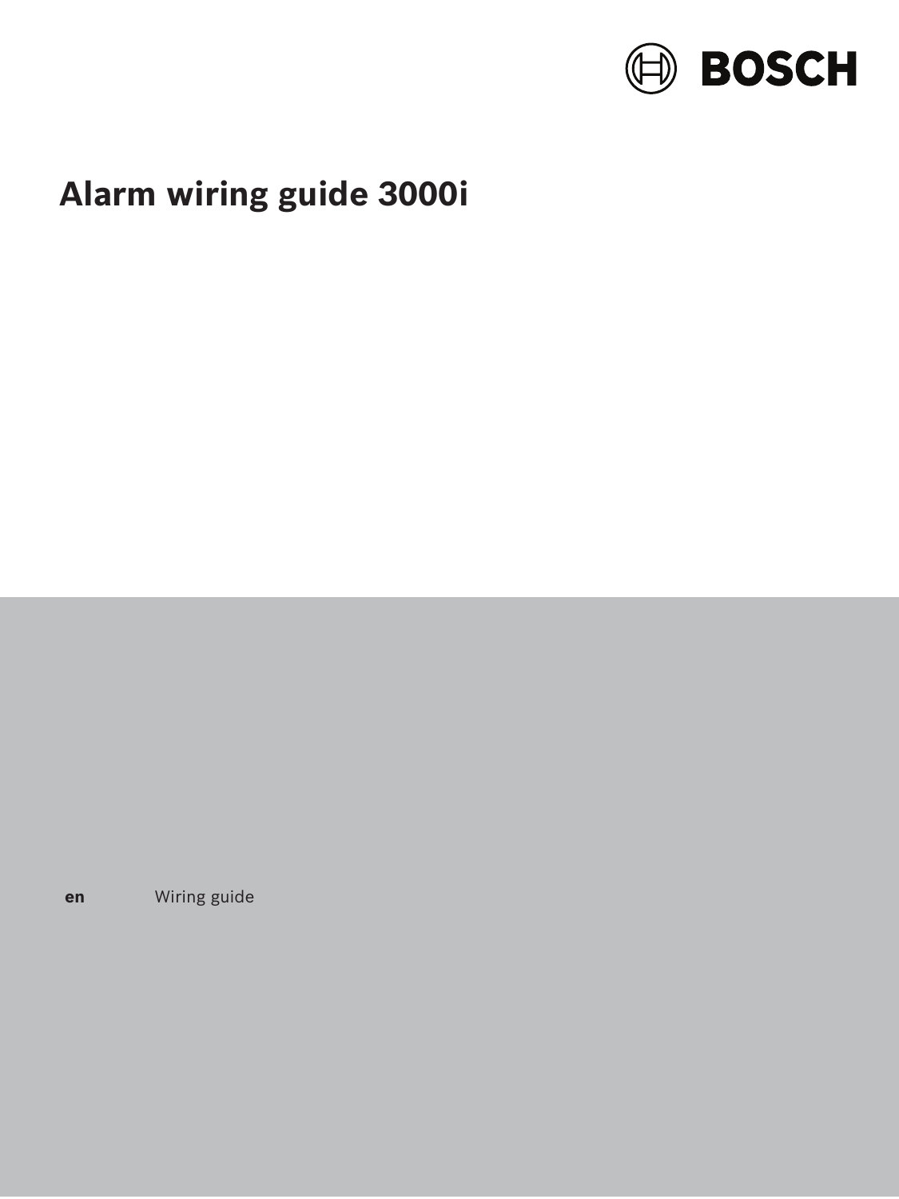BOSCH

# Alarm wiring guide 3000i

**en** Wiring guide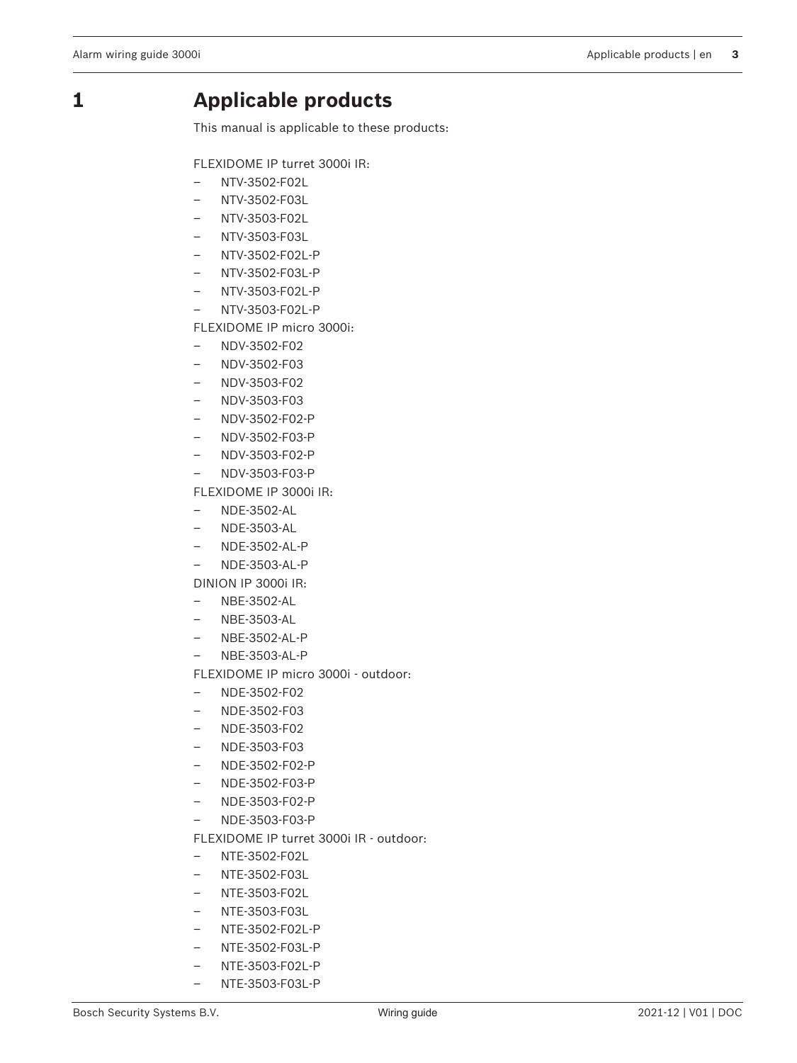# 1 Applicable products

This manual is applicable to these products:

FLEXIDOME IP turret 3000i IR:

- NTV-3502-F02L
- NTV-3502-F03L
- NTV-3503-F02L
- NTV-3503-F03L
- NTV-3502-F02L-P
- NTV-3502-F03L-P
- NTV-3503-F02L-P
- NTV-3503-F02L-P

FLEXIDOME IP micro 3000i:

- NDV-3502-F02
- NDV-3502-F03
- NDV-3503-F02
- NDV-3503-F03
- NDV-3502-F02-P
- NDV-3502-F03-P
- NDV-3503-F02-P
- NDV-3503-F03-P

FLEXIDOME IP 3000i IR:

- NDE-3502-AL
- NDE-3503-AL
- NDE-3502-AL-P
- NDE-3503-AL-P

DINION IP 3000i IR:

- NBE-3502-AL
- NBE-3503-AL
- NBE-3502-AL-P
- NBE-3503-AL-P

FLEXIDOME IP micro 3000i - outdoor:

- NDE-3502-F02
- NDE-3502-F03
- NDE-3503-F02
- NDE-3503-F03
- NDE-3502-F02-P
- NDE-3502-F03-P
- NDE-3503-F02-P
- NDE-3503-F03-P

FLEXIDOME IP turret 3000i IR - outdoor:

- NTE-3502-F02L
- NTE-3502-F03L
- NTE-3503-F02L
- NTE-3503-F03L
- NTE-3502-F02L-P
- NTE-3502-F03L-P
- NTE-3503-F02L-P
- NTE-3503-F03L-P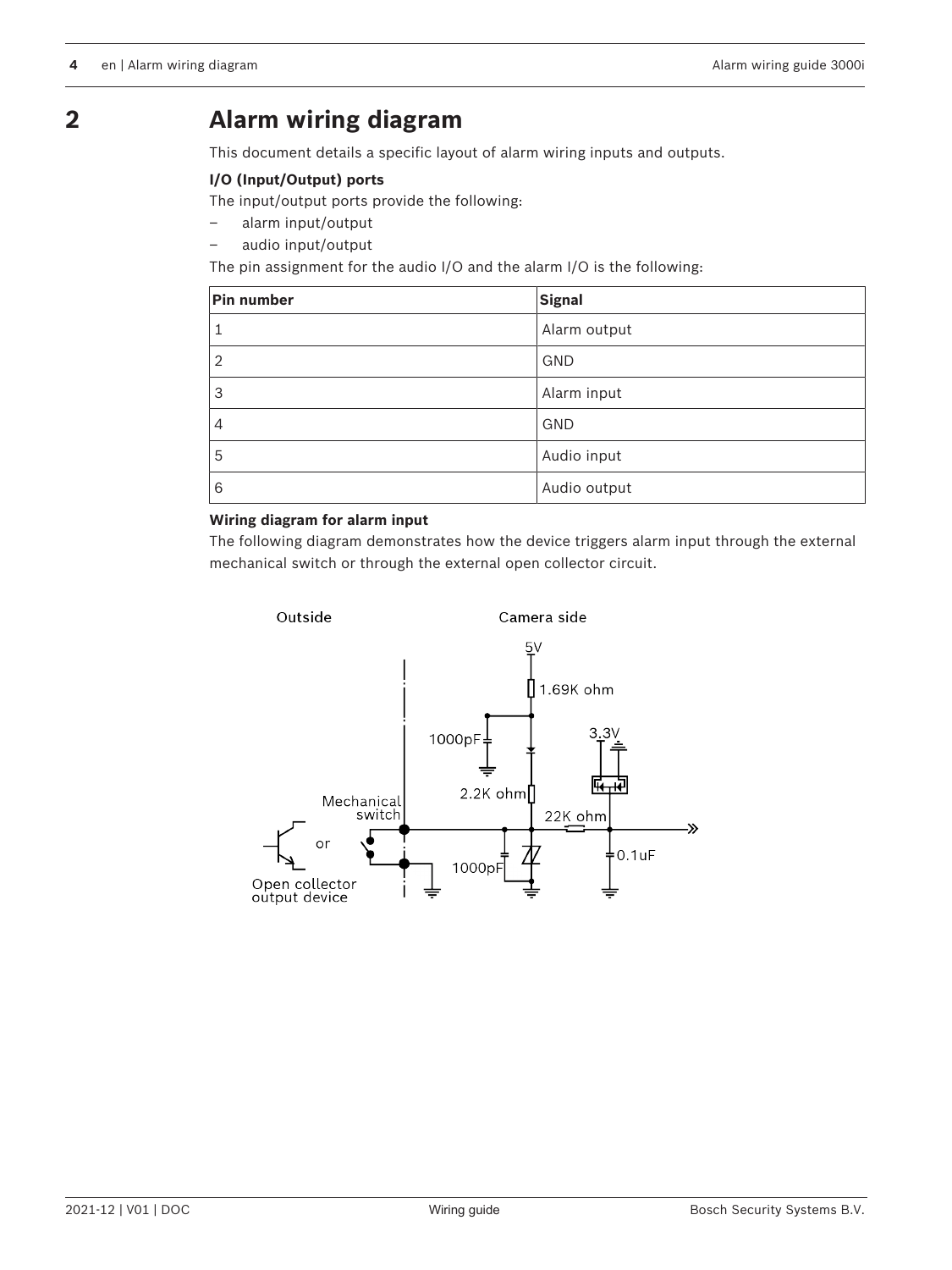# 2 Alarm wiring diagram

This document details a specific layout of alarm wiring inputs and outputs.

**I/O (Input/Output) ports**

The input/output ports provide the following:

- alarm input/output
- audio input/output

The pin assignment for the audio I/O and the alarm I/O is the following:

| Pin number | Signal |
| --- | --- |
| 1 | Alarm output |
| 2 | GND |
| 3 | Alarm input |
| 4 | GND |
| 5 | Audio input |
| 6 | Audio output |

**Wiring diagram for alarm input**

The following diagram demonstrates how the device triggers alarm input through the external mechanical switch or through the external open collector circuit.

Outside

Camera side

5V

1.69K ohm

1000pF

3.3V

2.2K ohm

Mechanical switch

22K ohm

or

1000pF

0.1uF

Open collector output device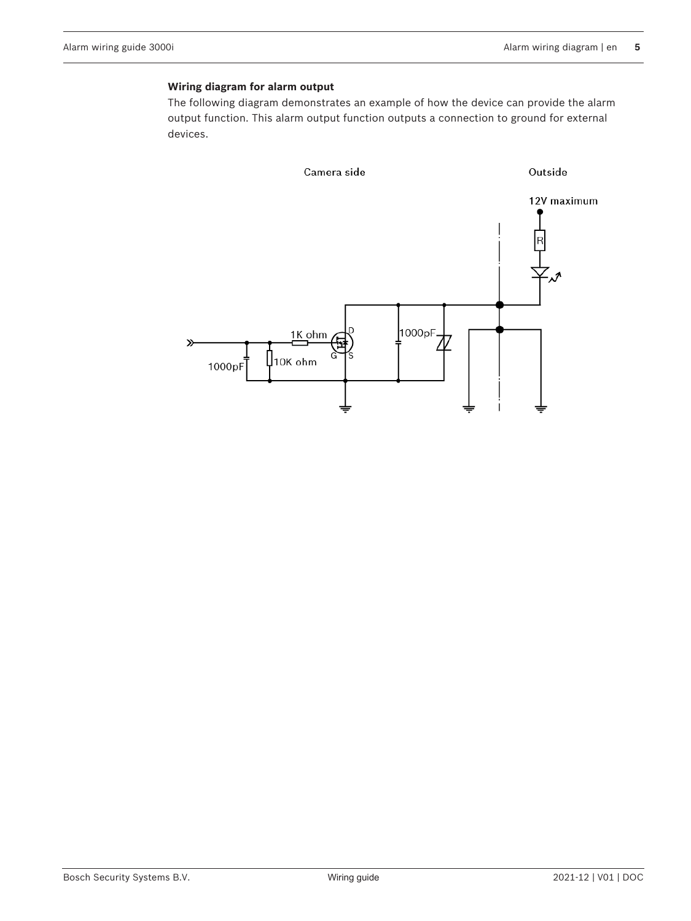**Wiring diagram for alarm output**

The following diagram demonstrates an example of how the device can provide the alarm output function. This alarm output function outputs a connection to ground for external devices.

Camera side

Outside

12V maximum

R

1K ohm

D

G

S

1000pF

1000pF

10K ohm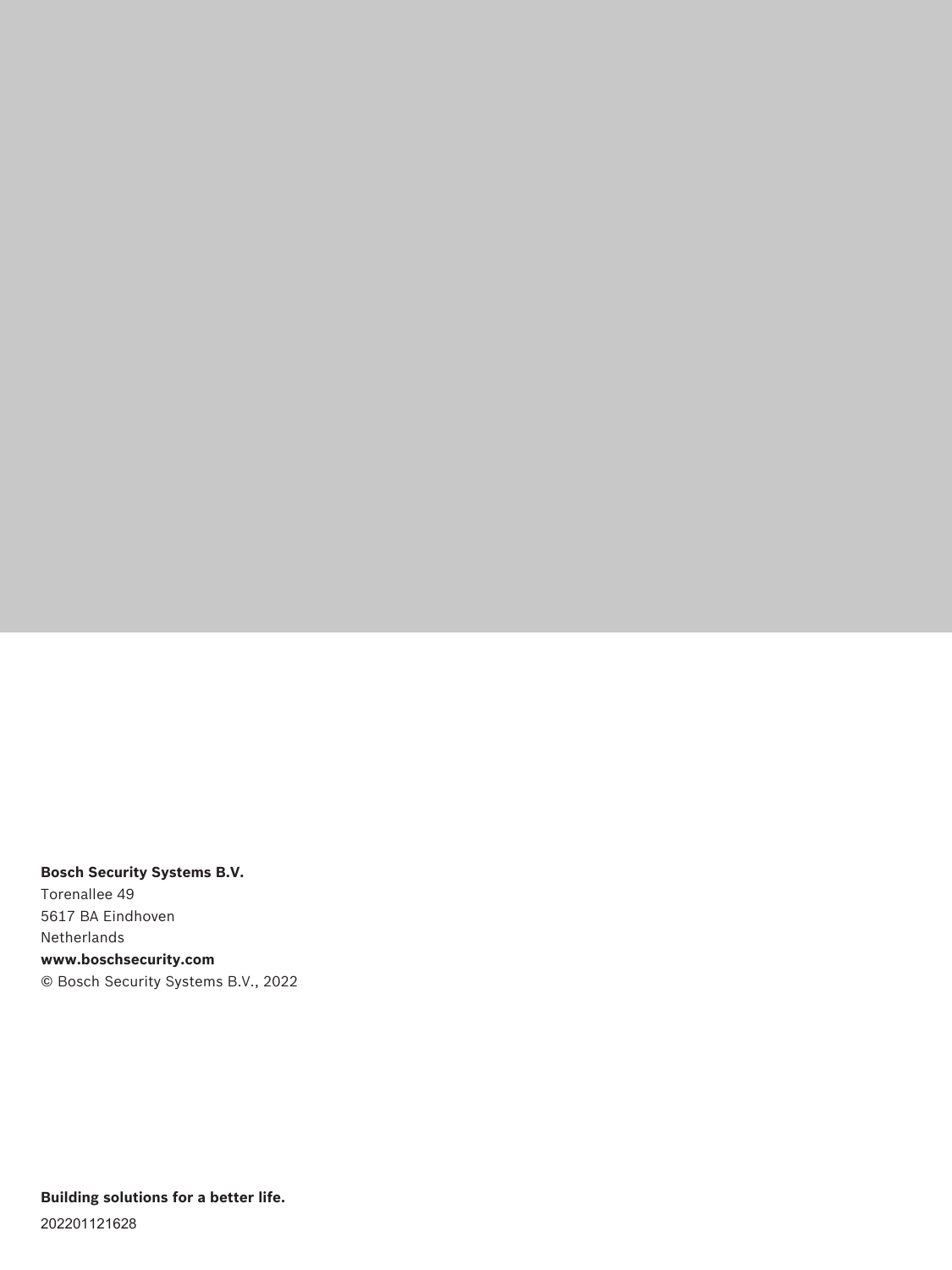**Bosch Security Systems B.V.**
Torenallee 49
5617 BA Eindhoven
Netherlands
**www.boschsecurity.com**
© Bosch Security Systems B.V., 2022

**Building solutions for a better life.**

202201121628